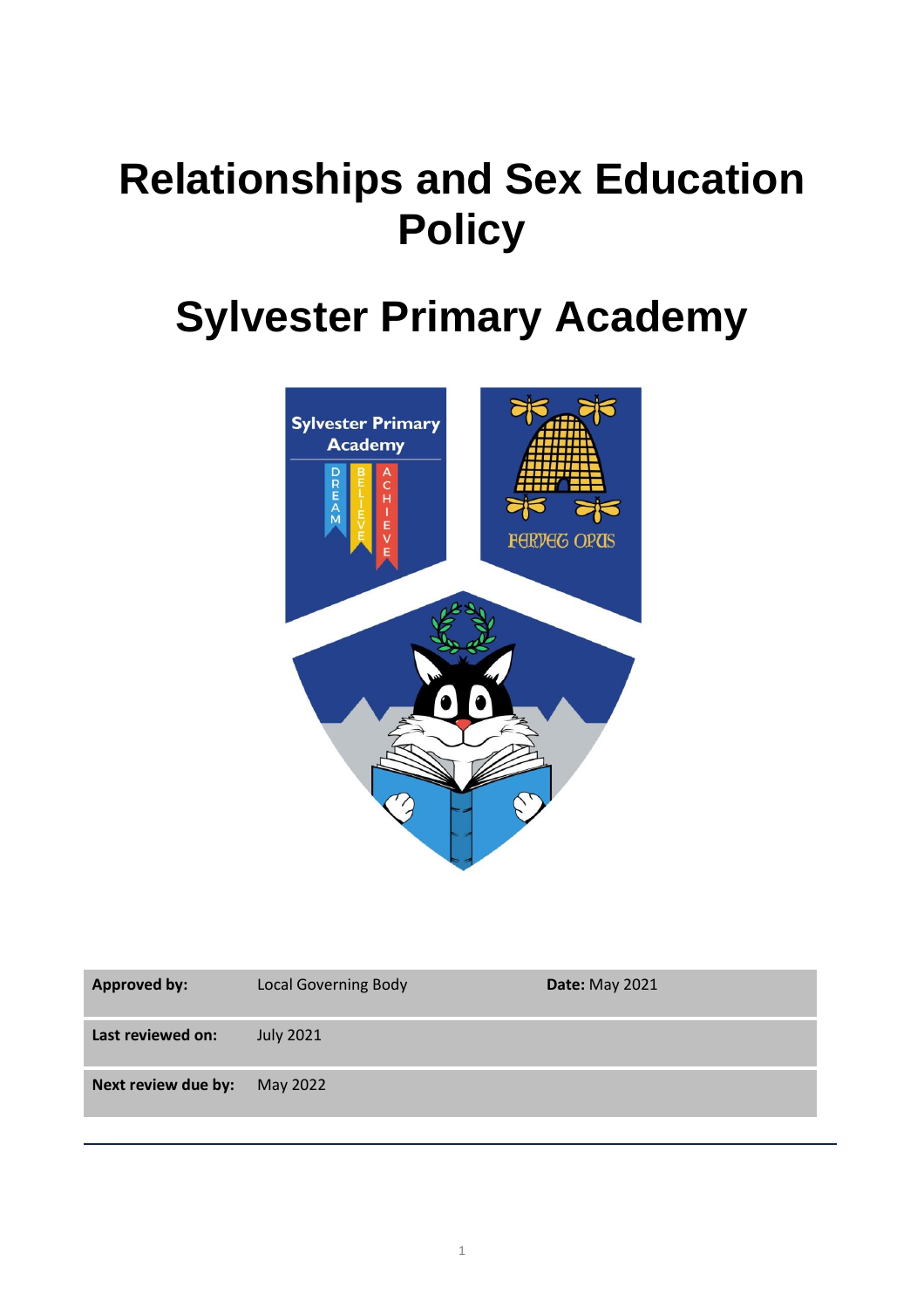# Relationships and Sex Education Policy

# Sylvester Primary Academy

| Approved by: | Local Governing Body | Date: May 2021 |
|---|---|---|
| Last reviewed on: | July 2021 | |
| Next review due by: | May 2022 | |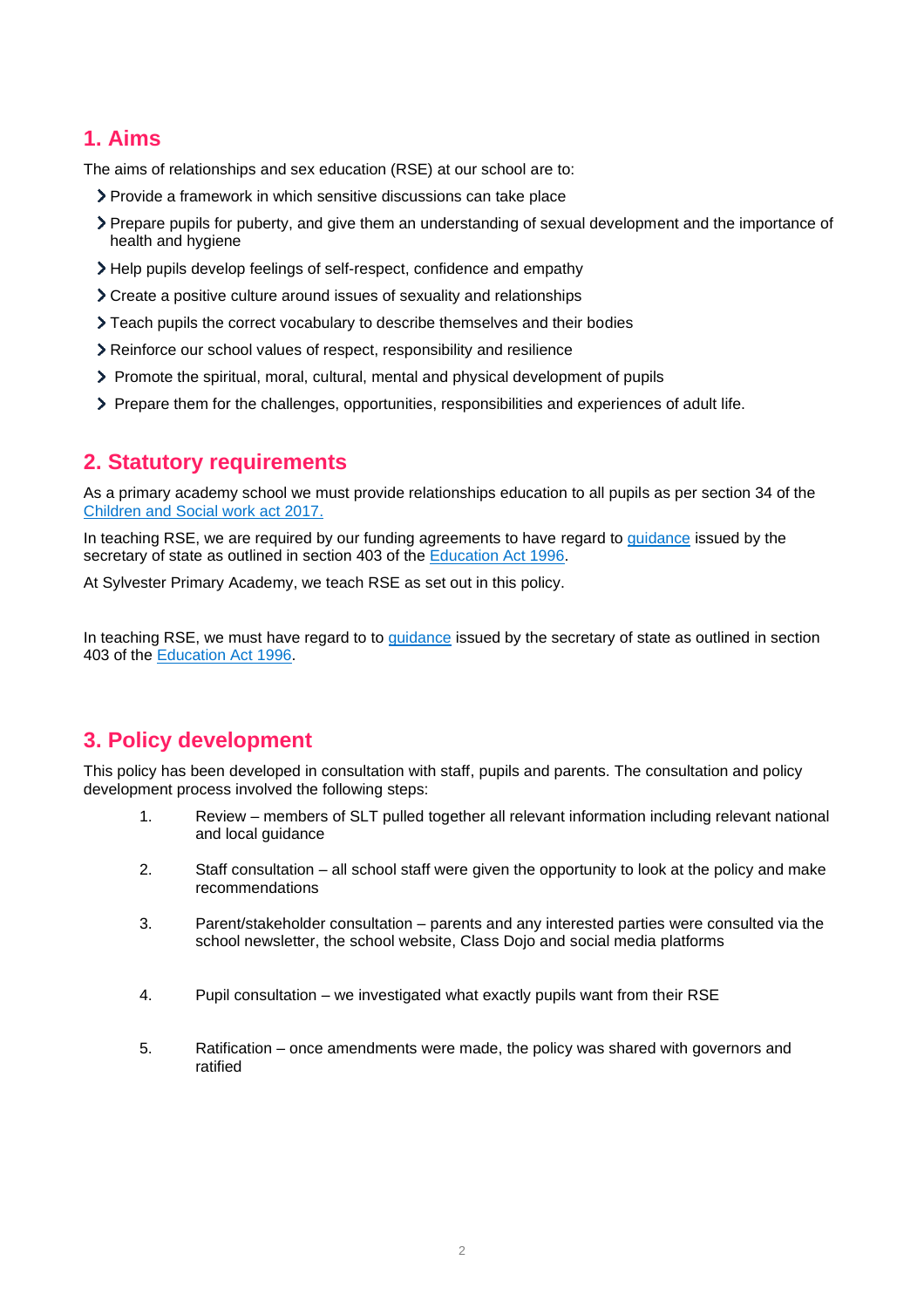## 1. Aims

The aims of relationships and sex education (RSE) at our school are to:

- Provide a framework in which sensitive discussions can take place
- Prepare pupils for puberty, and give them an understanding of sexual development and the importance of health and hygiene
- Help pupils develop feelings of self-respect, confidence and empathy
- Create a positive culture around issues of sexuality and relationships
- Teach pupils the correct vocabulary to describe themselves and their bodies
- Reinforce our school values of respect, responsibility and resilience
- Promote the spiritual, moral, cultural, mental and physical development of pupils
- Prepare them for the challenges, opportunities, responsibilities and experiences of adult life.

## 2. Statutory requirements

As a primary academy school we must provide relationships education to all pupils as per section 34 of the [Children and Social work act 2017.](#)

In teaching RSE, we are required by our funding agreements to have regard to [guidance](#) issued by the secretary of state as outlined in section 403 of the [Education Act 1996](#).

At Sylvester Primary Academy, we teach RSE as set out in this policy.

In teaching RSE, we must have regard to to [guidance](#) issued by the secretary of state as outlined in section 403 of the [Education Act 1996](#).

## 3. Policy development

This policy has been developed in consultation with staff, pupils and parents. The consultation and policy development process involved the following steps:

1. Review – members of SLT pulled together all relevant information including relevant national and local guidance
2. Staff consultation – all school staff were given the opportunity to look at the policy and make recommendations
3. Parent/stakeholder consultation – parents and any interested parties were consulted via the school newsletter, the school website, Class Dojo and social media platforms
4. Pupil consultation – we investigated what exactly pupils want from their RSE
5. Ratification – once amendments were made, the policy was shared with governors and ratified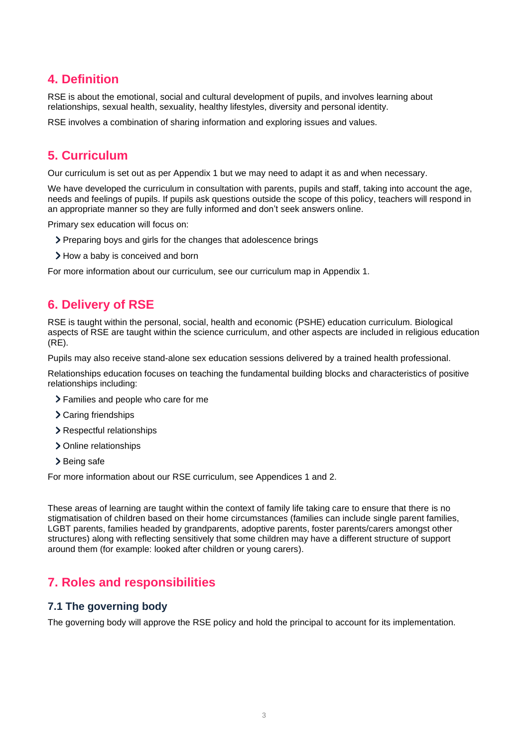## 4. Definition

RSE is about the emotional, social and cultural development of pupils, and involves learning about relationships, sexual health, sexuality, healthy lifestyles, diversity and personal identity.

RSE involves a combination of sharing information and exploring issues and values.

## 5. Curriculum

Our curriculum is set out as per Appendix 1 but we may need to adapt it as and when necessary.

We have developed the curriculum in consultation with parents, pupils and staff, taking into account the age, needs and feelings of pupils. If pupils ask questions outside the scope of this policy, teachers will respond in an appropriate manner so they are fully informed and don't seek answers online.

Primary sex education will focus on:

- Preparing boys and girls for the changes that adolescence brings
- How a baby is conceived and born

For more information about our curriculum, see our curriculum map in Appendix 1.

## 6. Delivery of RSE

RSE is taught within the personal, social, health and economic (PSHE) education curriculum. Biological aspects of RSE are taught within the science curriculum, and other aspects are included in religious education (RE).

Pupils may also receive stand-alone sex education sessions delivered by a trained health professional.

Relationships education focuses on teaching the fundamental building blocks and characteristics of positive relationships including:

- Families and people who care for me
- Caring friendships
- Respectful relationships
- Online relationships
- Being safe

For more information about our RSE curriculum, see Appendices 1 and 2.

These areas of learning are taught within the context of family life taking care to ensure that there is no stigmatisation of children based on their home circumstances (families can include single parent families, LGBT parents, families headed by grandparents, adoptive parents, foster parents/carers amongst other structures) along with reflecting sensitively that some children may have a different structure of support around them (for example: looked after children or young carers).

## 7. Roles and responsibilities

### 7.1 The governing body

The governing body will approve the RSE policy and hold the principal to account for its implementation.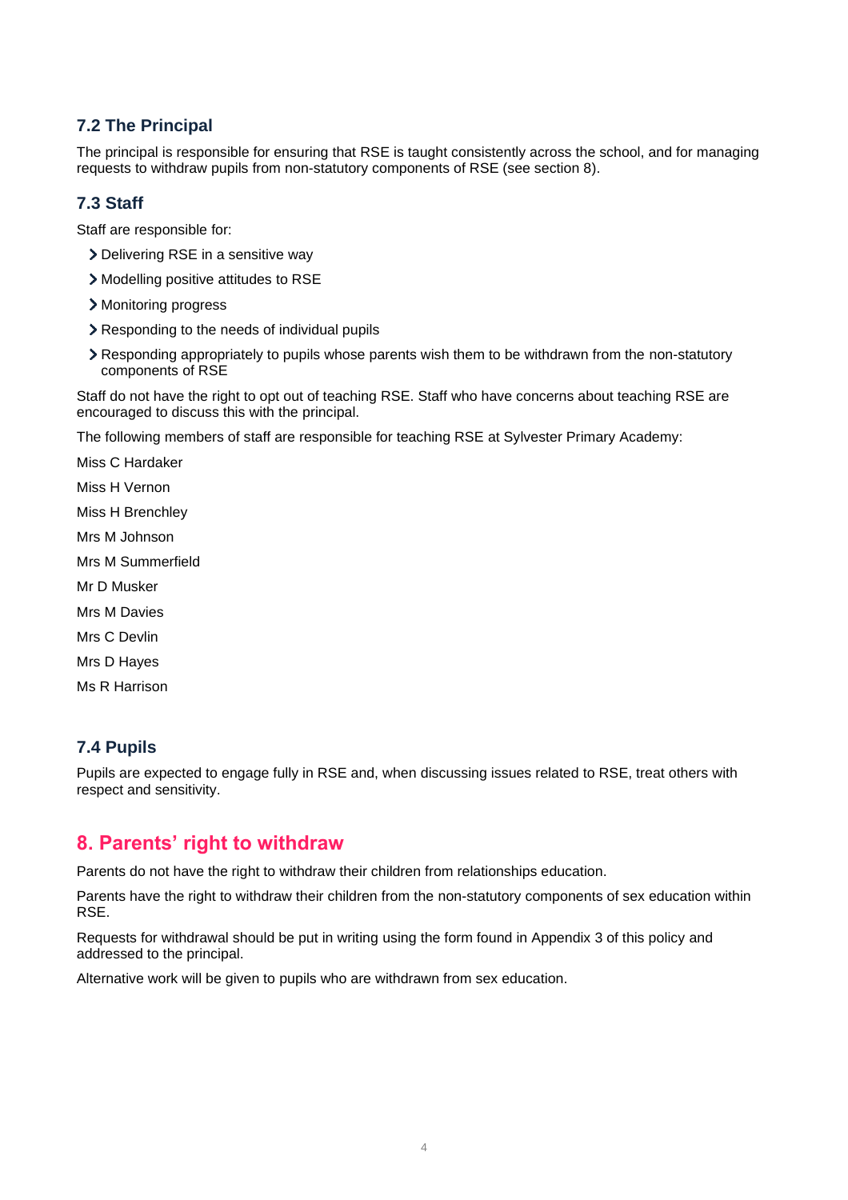### 7.2 The Principal

The principal is responsible for ensuring that RSE is taught consistently across the school, and for managing requests to withdraw pupils from non-statutory components of RSE (see section 8).

### 7.3 Staff

Staff are responsible for:

- Delivering RSE in a sensitive way
- Modelling positive attitudes to RSE
- Monitoring progress
- Responding to the needs of individual pupils
- Responding appropriately to pupils whose parents wish them to be withdrawn from the non-statutory components of RSE

Staff do not have the right to opt out of teaching RSE. Staff who have concerns about teaching RSE are encouraged to discuss this with the principal.

The following members of staff are responsible for teaching RSE at Sylvester Primary Academy:

Miss C Hardaker

Miss H Vernon

Miss H Brenchley

Mrs M Johnson

Mrs M Summerfield

Mr D Musker

Mrs M Davies

Mrs C Devlin

Mrs D Hayes

Ms R Harrison

### 7.4 Pupils

Pupils are expected to engage fully in RSE and, when discussing issues related to RSE, treat others with respect and sensitivity.

## 8. Parents' right to withdraw

Parents do not have the right to withdraw their children from relationships education.

Parents have the right to withdraw their children from the non-statutory components of sex education within RSE.

Requests for withdrawal should be put in writing using the form found in Appendix 3 of this policy and addressed to the principal.

Alternative work will be given to pupils who are withdrawn from sex education.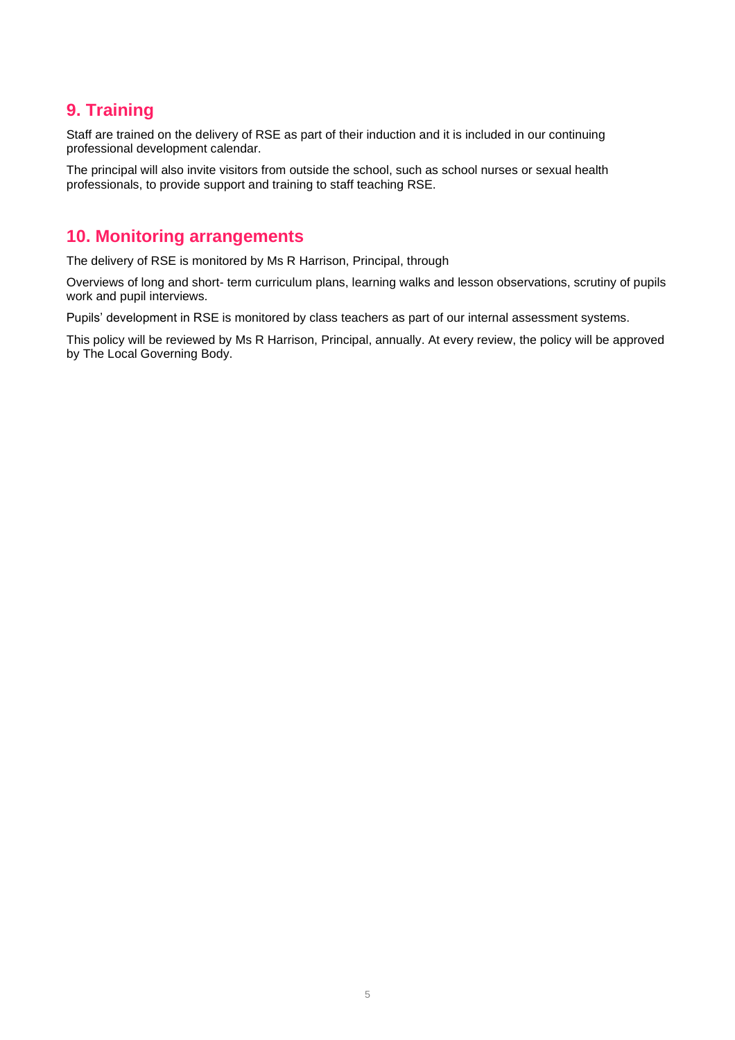## 9. Training

Staff are trained on the delivery of RSE as part of their induction and it is included in our continuing professional development calendar.

The principal will also invite visitors from outside the school, such as school nurses or sexual health professionals, to provide support and training to staff teaching RSE.

## 10. Monitoring arrangements

The delivery of RSE is monitored by Ms R Harrison, Principal, through

Overviews of long and short- term curriculum plans, learning walks and lesson observations, scrutiny of pupils work and pupil interviews.

Pupils' development in RSE is monitored by class teachers as part of our internal assessment systems.

This policy will be reviewed by Ms R Harrison, Principal, annually. At every review, the policy will be approved by The Local Governing Body.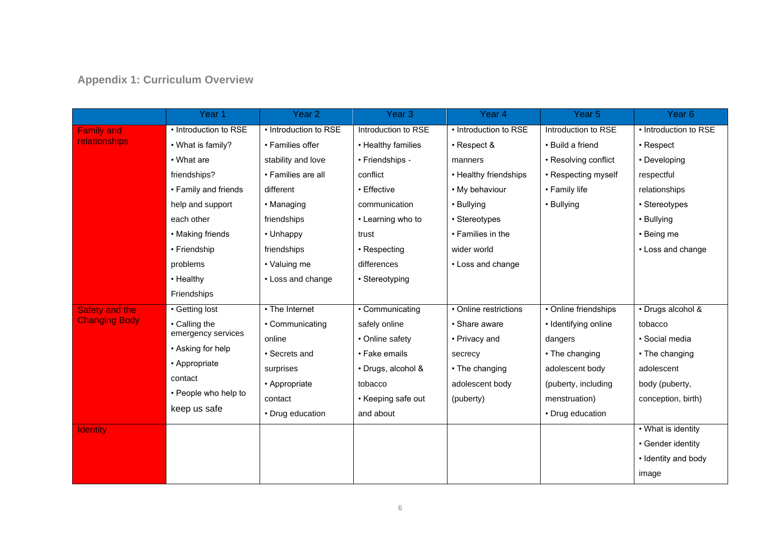## Appendix 1: Curriculum Overview

| | Year 1 | Year 2 | Year 3 | Year 4 | Year 5 | Year 6 |
|---|---|---|---|---|---|---|
| Family and relationships | • Introduction to RSE<br>• What is family?<br>• What are friendships?<br>• Family and friends help and support each other<br>• Making friends<br>• Friendship problems<br>• Healthy Friendships | • Introduction to RSE<br>• Families offer stability and love<br>• Families are all different<br>• Managing friendships<br>• Unhappy friendships<br>• Valuing me<br>• Loss and change | Introduction to RSE<br>• Healthy families<br>• Friendships - conflict<br>• Effective communication<br>• Learning who to trust<br>• Respecting differences<br>• Stereotyping | • Introduction to RSE<br>• Respect & manners<br>• Healthy friendships<br>• My behaviour<br>• Bullying<br>• Stereotypes<br>• Families in the wider world<br>• Loss and change | Introduction to RSE<br>• Build a friend<br>• Resolving conflict<br>• Respecting myself<br>• Family life<br>• Bullying | • Introduction to RSE<br>• Respect<br>• Developing respectful relationships<br>• Stereotypes<br>• Bullying<br>• Being me<br>• Loss and change |
| Safety and the Changing Body | • Getting lost<br>• Calling the emergency services<br>• Asking for help<br>• Appropriate contact<br>• People who help to keep us safe | • The Internet<br>• Communicating online<br>• Secrets and surprises<br>• Appropriate contact<br>• Drug education | • Communicating safely online<br>• Online safety<br>• Fake emails<br>• Drugs, alcohol & tobacco<br>• Keeping safe out and about | • Online restrictions<br>• Share aware<br>• Privacy and secrecy<br>• The changing adolescent body (puberty) | • Online friendships<br>• Identifying online dangers<br>• The changing adolescent body (puberty, including menstruation)<br>• Drug education | • Drugs alcohol & tobacco<br>• Social media<br>• The changing adolescent body (puberty, conception, birth) |
| Identity | | | | | | • What is identity<br>• Gender identity<br>• Identity and body image |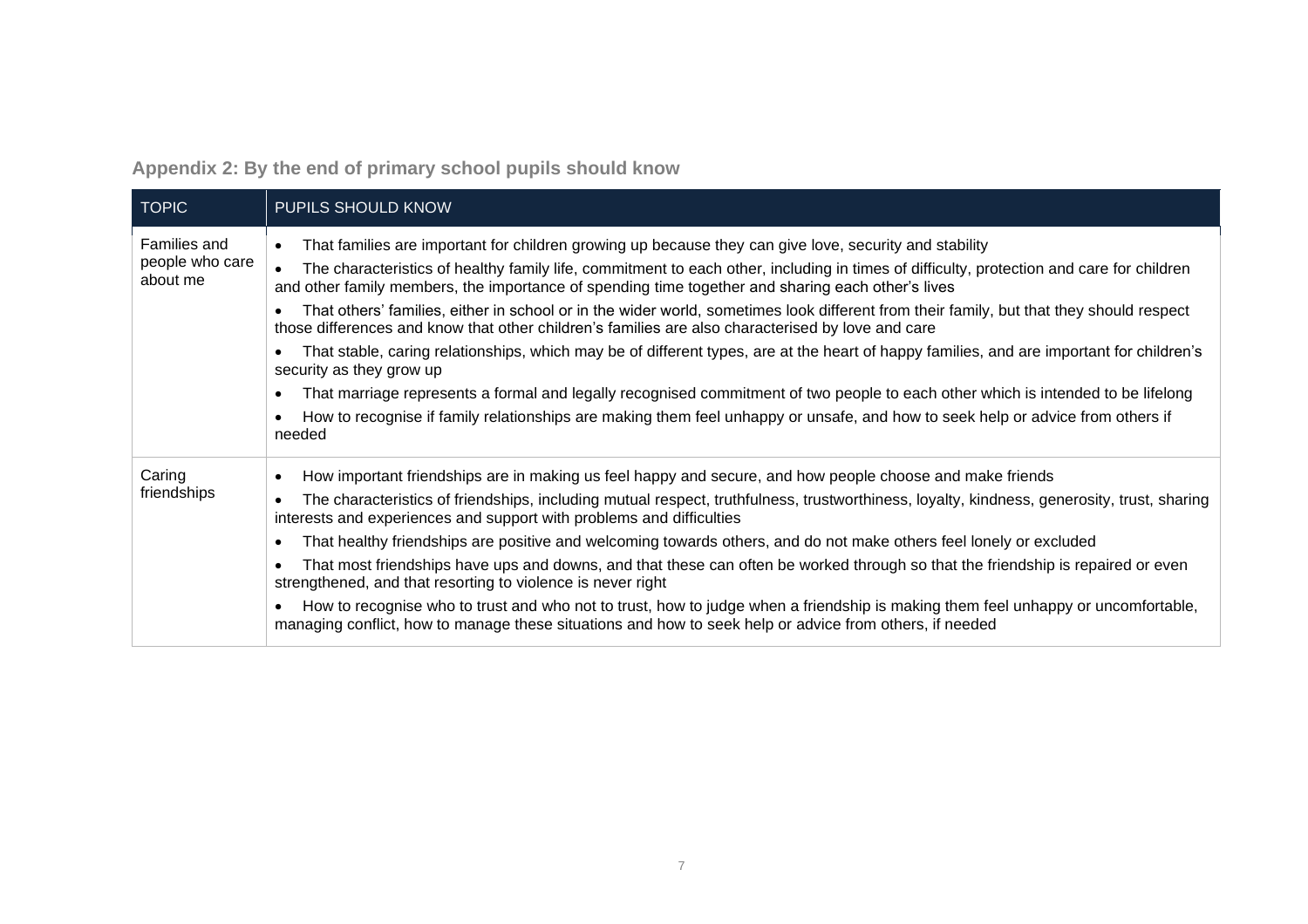## Appendix 2: By the end of primary school pupils should know

| TOPIC | PUPILS SHOULD KNOW |
| --- | --- |
| Families and people who care about me | • That families are important for children growing up because they can give love, security and stability<br>• The characteristics of healthy family life, commitment to each other, including in times of difficulty, protection and care for children and other family members, the importance of spending time together and sharing each other's lives<br>• That others' families, either in school or in the wider world, sometimes look different from their family, but that they should respect those differences and know that other children's families are also characterised by love and care<br>• That stable, caring relationships, which may be of different types, are at the heart of happy families, and are important for children's security as they grow up<br>• That marriage represents a formal and legally recognised commitment of two people to each other which is intended to be lifelong<br>• How to recognise if family relationships are making them feel unhappy or unsafe, and how to seek help or advice from others if needed |
| Caring friendships | • How important friendships are in making us feel happy and secure, and how people choose and make friends<br>• The characteristics of friendships, including mutual respect, truthfulness, trustworthiness, loyalty, kindness, generosity, trust, sharing interests and experiences and support with problems and difficulties<br>• That healthy friendships are positive and welcoming towards others, and do not make others feel lonely or excluded<br>• That most friendships have ups and downs, and that these can often be worked through so that the friendship is repaired or even strengthened, and that resorting to violence is never right<br>• How to recognise who to trust and who not to trust, how to judge when a friendship is making them feel unhappy or uncomfortable, managing conflict, how to manage these situations and how to seek help or advice from others, if needed |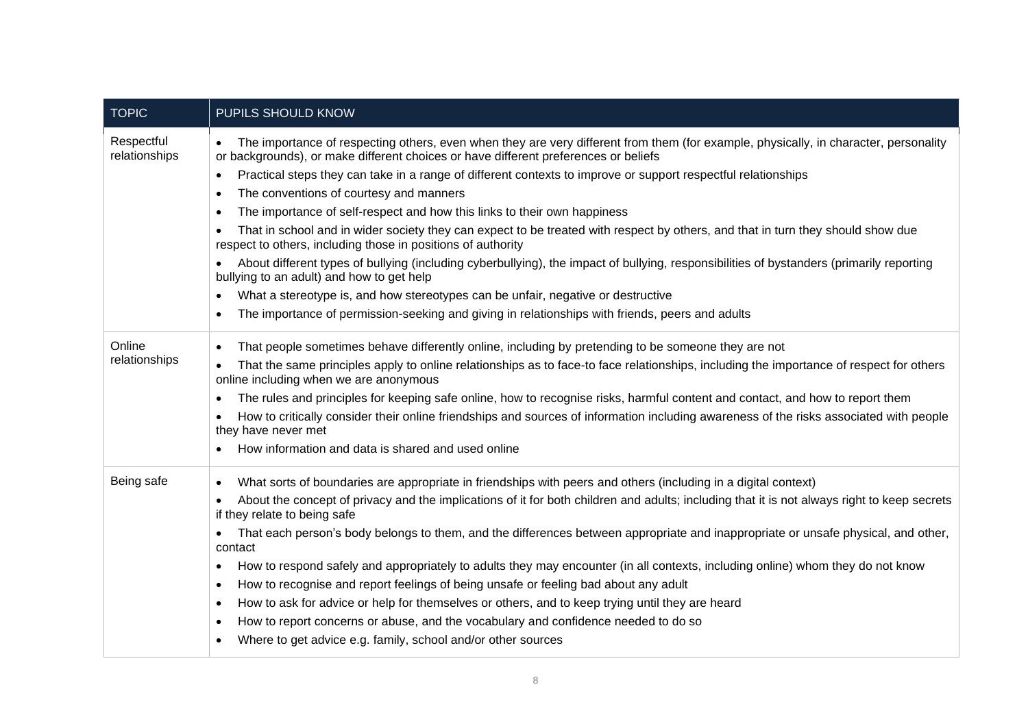| TOPIC | PUPILS SHOULD KNOW |
| --- | --- |
| Respectful relationships | • The importance of respecting others, even when they are very different from them (for example, physically, in character, personality or backgrounds), or make different choices or have different preferences or beliefs<br>• Practical steps they can take in a range of different contexts to improve or support respectful relationships<br>• The conventions of courtesy and manners<br>• The importance of self-respect and how this links to their own happiness<br>• That in school and in wider society they can expect to be treated with respect by others, and that in turn they should show due respect to others, including those in positions of authority<br>• About different types of bullying (including cyberbullying), the impact of bullying, responsibilities of bystanders (primarily reporting bullying to an adult) and how to get help<br>• What a stereotype is, and how stereotypes can be unfair, negative or destructive<br>• The importance of permission-seeking and giving in relationships with friends, peers and adults |
| Online relationships | • That people sometimes behave differently online, including by pretending to be someone they are not<br>• That the same principles apply to online relationships as to face-to face relationships, including the importance of respect for others online including when we are anonymous<br>• The rules and principles for keeping safe online, how to recognise risks, harmful content and contact, and how to report them<br>• How to critically consider their online friendships and sources of information including awareness of the risks associated with people they have never met<br>• How information and data is shared and used online |
| Being safe | • What sorts of boundaries are appropriate in friendships with peers and others (including in a digital context)<br>• About the concept of privacy and the implications of it for both children and adults; including that it is not always right to keep secrets if they relate to being safe<br>• That each person's body belongs to them, and the differences between appropriate and inappropriate or unsafe physical, and other, contact<br>• How to respond safely and appropriately to adults they may encounter (in all contexts, including online) whom they do not know<br>• How to recognise and report feelings of being unsafe or feeling bad about any adult<br>• How to ask for advice or help for themselves or others, and to keep trying until they are heard<br>• How to report concerns or abuse, and the vocabulary and confidence needed to do so<br>• Where to get advice e.g. family, school and/or other sources |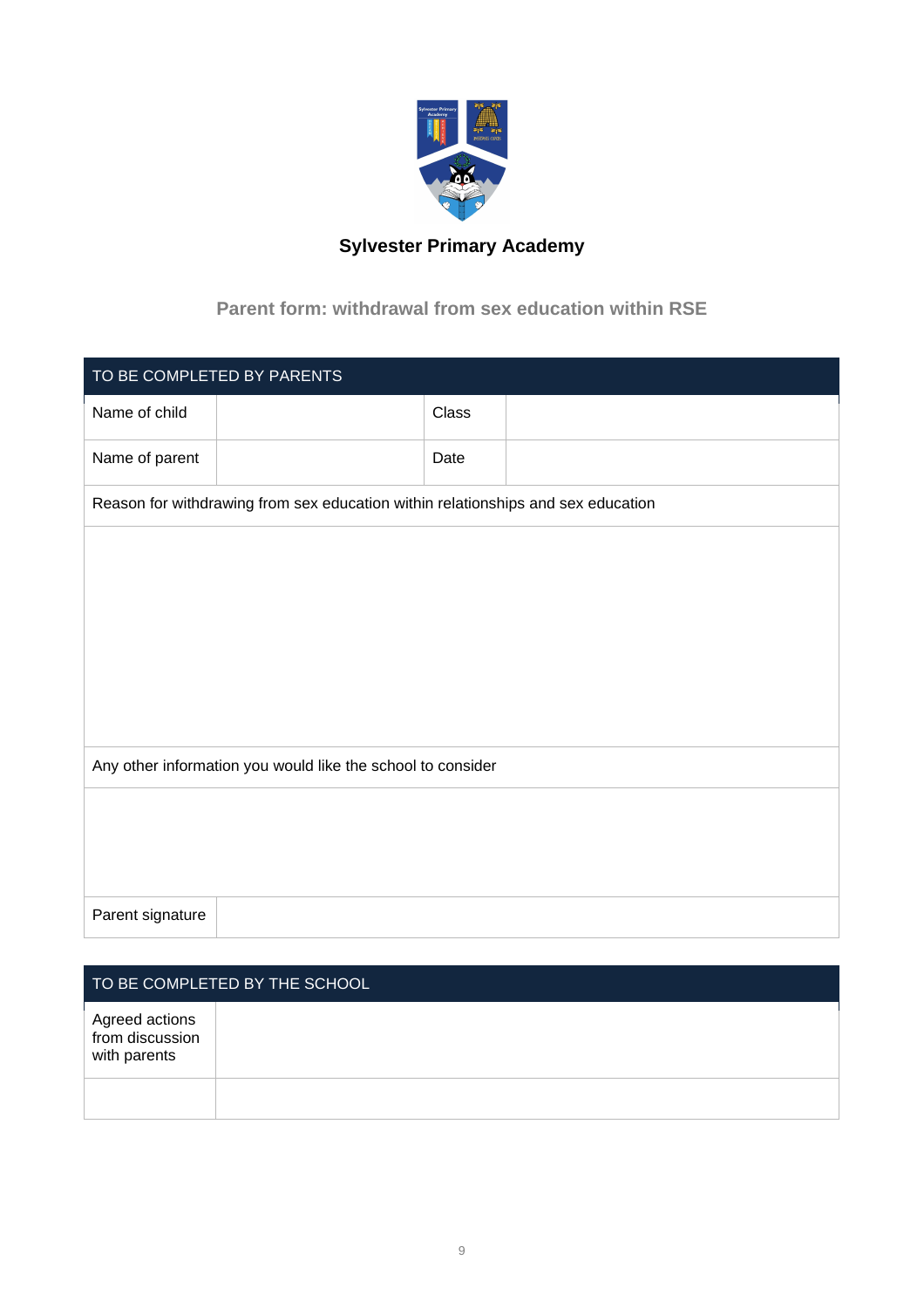**Sylvester Primary Academy**

## Parent form: withdrawal from sex education within RSE

| TO BE COMPLETED BY PARENTS | | | |
|---|---|---|---|
| Name of child | | Class | |
| Name of parent | | Date | |
| Reason for withdrawing from sex education within relationships and sex education | | | |
| | | | |
| Any other information you would like the school to consider | | | |
| | | | |
| Parent signature | | | |

| TO BE COMPLETED BY THE SCHOOL | |
|---|---|
| Agreed actions from discussion with parents | |
| | |